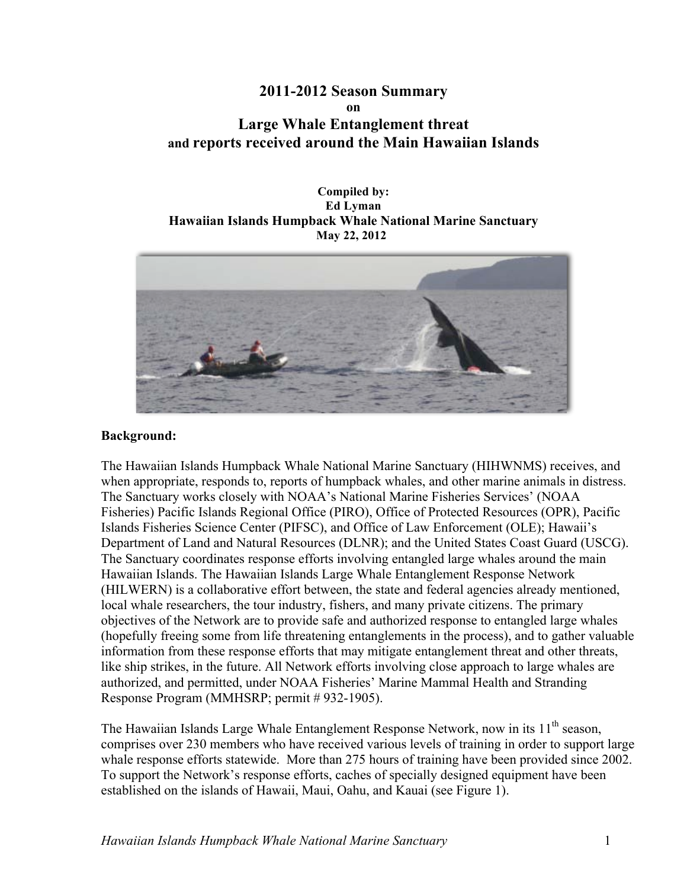# 2011-2012 Season Summary

**on**

# Large Whale Entanglement threat and reports received around the Main Hawaiian Islands

**Compiled by:**
**Ed Lyman**
**Hawaiian Islands Humpback Whale National Marine Sanctuary**
**May 22, 2012**

**Background:**

The Hawaiian Islands Humpback Whale National Marine Sanctuary (HIHWNMS) receives, and when appropriate, responds to, reports of humpback whales, and other marine animals in distress. The Sanctuary works closely with NOAA's National Marine Fisheries Services' (NOAA Fisheries) Pacific Islands Regional Office (PIRO), Office of Protected Resources (OPR), Pacific Islands Fisheries Science Center (PIFSC), and Office of Law Enforcement (OLE); Hawaii's Department of Land and Natural Resources (DLNR); and the United States Coast Guard (USCG). The Sanctuary coordinates response efforts involving entangled large whales around the main Hawaiian Islands. The Hawaiian Islands Large Whale Entanglement Response Network (HILWERN) is a collaborative effort between, the state and federal agencies already mentioned, local whale researchers, the tour industry, fishers, and many private citizens. The primary objectives of the Network are to provide safe and authorized response to entangled large whales (hopefully freeing some from life threatening entanglements in the process), and to gather valuable information from these response efforts that may mitigate entanglement threat and other threats, like ship strikes, in the future. All Network efforts involving close approach to large whales are authorized, and permitted, under NOAA Fisheries' Marine Mammal Health and Stranding Response Program (MMHSRP; permit # 932-1905).

The Hawaiian Islands Large Whale Entanglement Response Network, now in its 11th season, comprises over 230 members who have received various levels of training in order to support large whale response efforts statewide. More than 275 hours of training have been provided since 2002. To support the Network's response efforts, caches of specially designed equipment have been established on the islands of Hawaii, Maui, Oahu, and Kauai (see Figure 1).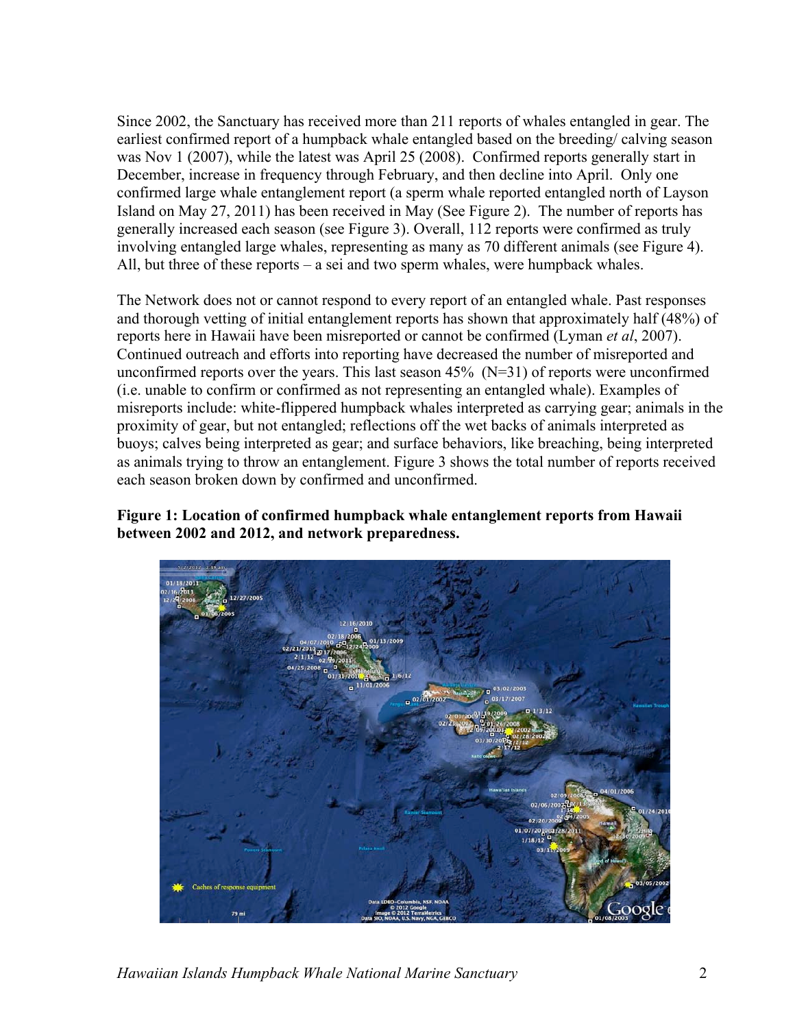Since 2002, the Sanctuary has received more than 211 reports of whales entangled in gear. The earliest confirmed report of a humpback whale entangled based on the breeding/ calving season was Nov 1 (2007), while the latest was April 25 (2008). Confirmed reports generally start in December, increase in frequency through February, and then decline into April. Only one confirmed large whale entanglement report (a sperm whale reported entangled north of Layson Island on May 27, 2011) has been received in May (See Figure 2). The number of reports has generally increased each season (see Figure 3). Overall, 112 reports were confirmed as truly involving entangled large whales, representing as many as 70 different animals (see Figure 4). All, but three of these reports – a sei and two sperm whales, were humpback whales.

The Network does not or cannot respond to every report of an entangled whale. Past responses and thorough vetting of initial entanglement reports has shown that approximately half (48%) of reports here in Hawaii have been misreported or cannot be confirmed (Lyman *et al*, 2007). Continued outreach and efforts into reporting have decreased the number of misreported and unconfirmed reports over the years. This last season 45% (N=31) of reports were unconfirmed (i.e. unable to confirm or confirmed as not representing an entangled whale). Examples of misreports include: white-flippered humpback whales interpreted as carrying gear; animals in the proximity of gear, but not entangled; reflections off the wet backs of animals interpreted as buoys; calves being interpreted as gear; and surface behaviors, like breaching, being interpreted as animals trying to throw an entanglement. Figure 3 shows the total number of reports received each season broken down by confirmed and unconfirmed.

**Figure 1: Location of confirmed humpback whale entanglement reports from Hawaii between 2002 and 2012, and network preparedness.**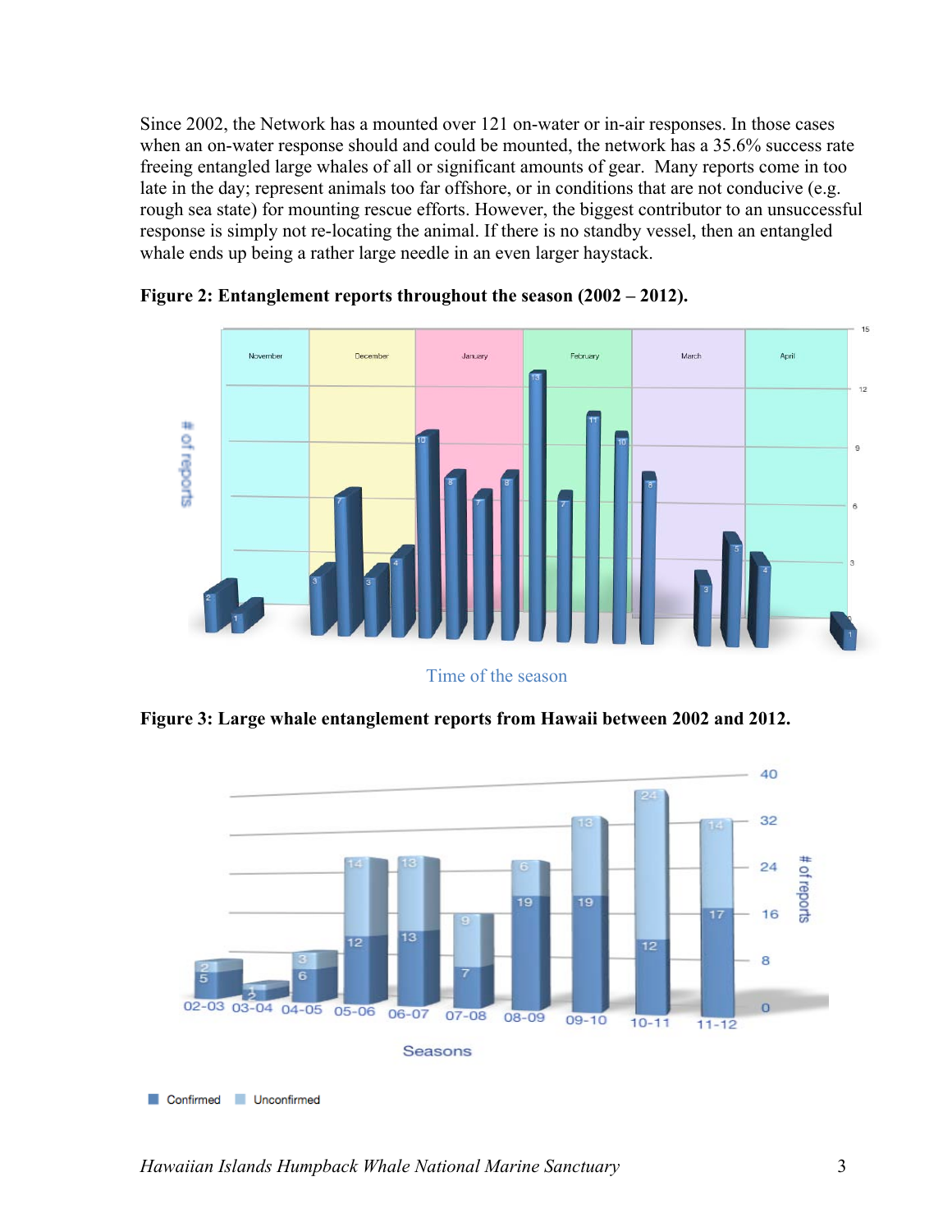Since 2002, the Network has a mounted over 121 on-water or in-air responses. In those cases when an on-water response should and could be mounted, the network has a 35.6% success rate freeing entangled large whales of all or significant amounts of gear. Many reports come in too late in the day; represent animals too far offshore, or in conditions that are not conducive (e.g. rough sea state) for mounting rescue efforts. However, the biggest contributor to an unsuccessful response is simply not re-locating the animal. If there is no standby vessel, then an entangled whale ends up being a rather large needle in an even larger haystack.

**Figure 2: Entanglement reports throughout the season (2002 – 2012).**

**Figure 3: Large whale entanglement reports from Hawaii between 2002 and 2012.**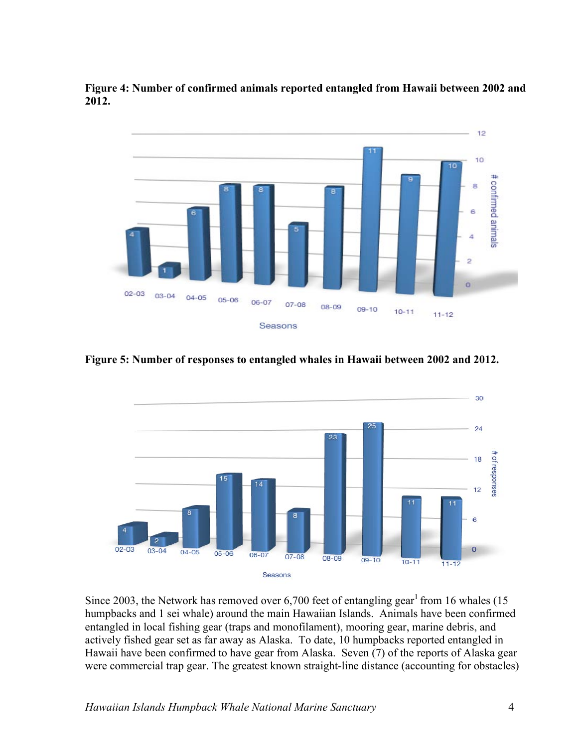**Figure 4: Number of confirmed animals reported entangled from Hawaii between 2002 and 2012.**

**Figure 5: Number of responses to entangled whales in Hawaii between 2002 and 2012.**

Since 2003, the Network has removed over 6,700 feet of entangling gear[1] from 16 whales (15 humpbacks and 1 sei whale) around the main Hawaiian Islands. Animals have been confirmed entangled in local fishing gear (traps and monofilament), mooring gear, marine debris, and actively fished gear set as far away as Alaska. To date, 10 humpbacks reported entangled in Hawaii have been confirmed to have gear from Alaska. Seven (7) of the reports of Alaska gear were commercial trap gear. The greatest known straight-line distance (accounting for obstacles)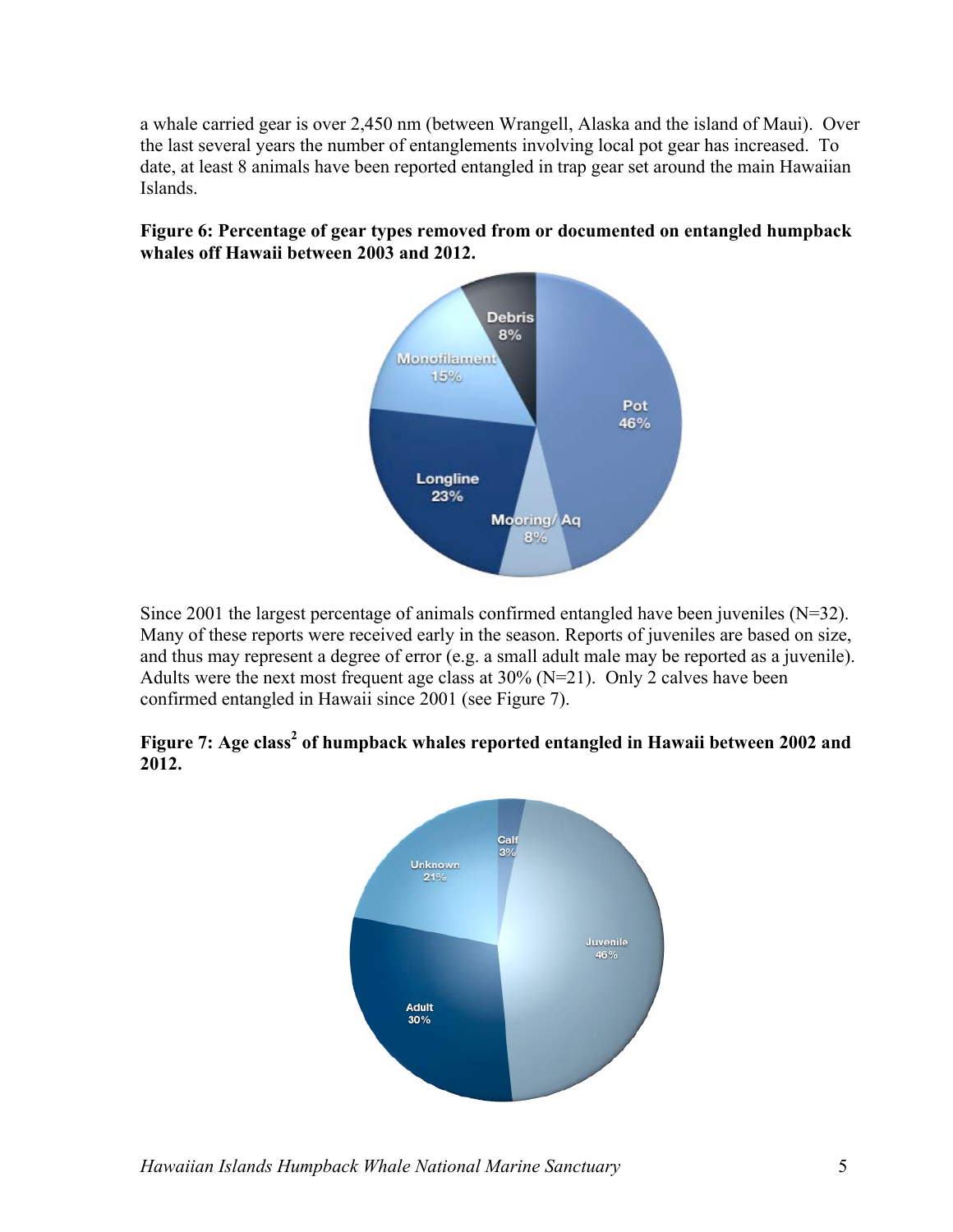a whale carried gear is over 2,450 nm (between Wrangell, Alaska and the island of Maui). Over the last several years the number of entanglements involving local pot gear has increased. To date, at least 8 animals have been reported entangled in trap gear set around the main Hawaiian Islands.

**Figure 6: Percentage of gear types removed from or documented on entangled humpback whales off Hawaii between 2003 and 2012.**

Since 2001 the largest percentage of animals confirmed entangled have been juveniles (N=32). Many of these reports were received early in the season. Reports of juveniles are based on size, and thus may represent a degree of error (e.g. a small adult male may be reported as a juvenile). Adults were the next most frequent age class at 30% (N=21). Only 2 calves have been confirmed entangled in Hawaii since 2001 (see Figure 7).

**Figure 7: Age class[2] of humpback whales reported entangled in Hawaii between 2002 and 2012.**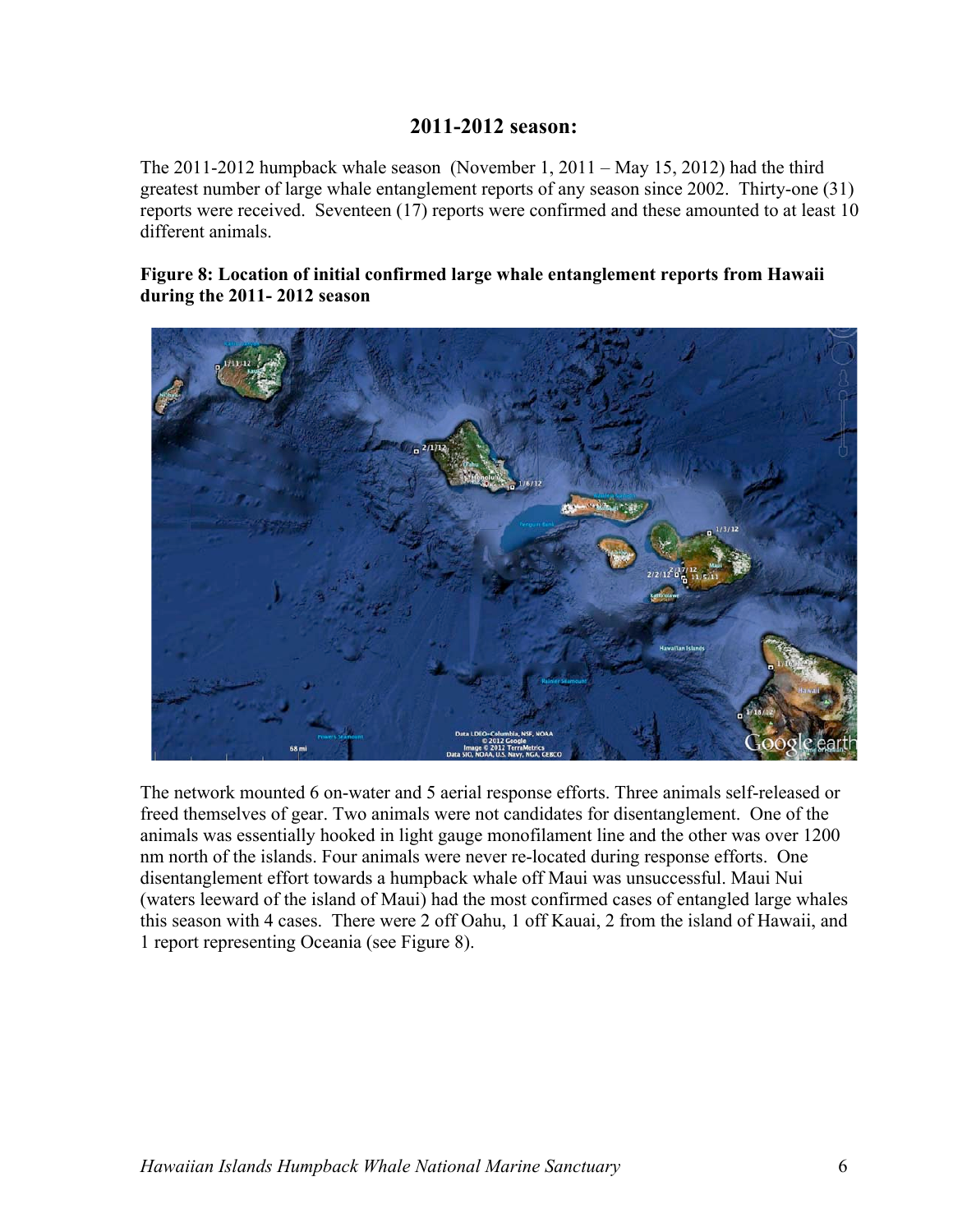## 2011-2012 season:

The 2011-2012 humpback whale season (November 1, 2011 – May 15, 2012) had the third greatest number of large whale entanglement reports of any season since 2002. Thirty-one (31) reports were received. Seventeen (17) reports were confirmed and these amounted to at least 10 different animals.

**Figure 8: Location of initial confirmed large whale entanglement reports from Hawaii during the 2011- 2012 season**

The network mounted 6 on-water and 5 aerial response efforts. Three animals self-released or freed themselves of gear. Two animals were not candidates for disentanglement. One of the animals was essentially hooked in light gauge monofilament line and the other was over 1200 nm north of the islands. Four animals were never re-located during response efforts. One disentanglement effort towards a humpback whale off Maui was unsuccessful. Maui Nui (waters leeward of the island of Maui) had the most confirmed cases of entangled large whales this season with 4 cases. There were 2 off Oahu, 1 off Kauai, 2 from the island of Hawaii, and 1 report representing Oceania (see Figure 8).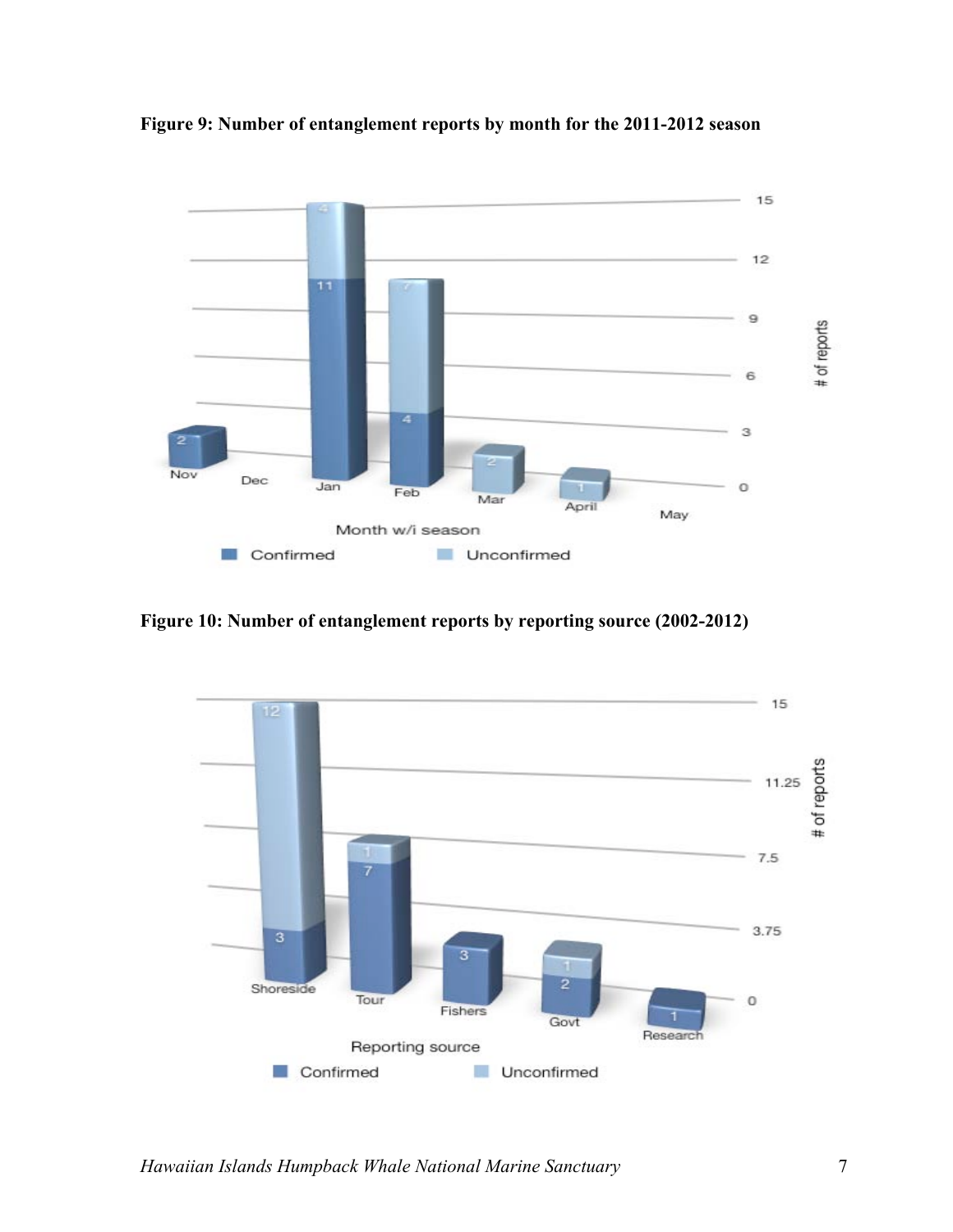**Figure 9: Number of entanglement reports by month for the 2011-2012 season**

**Figure 10: Number of entanglement reports by reporting source (2002-2012)**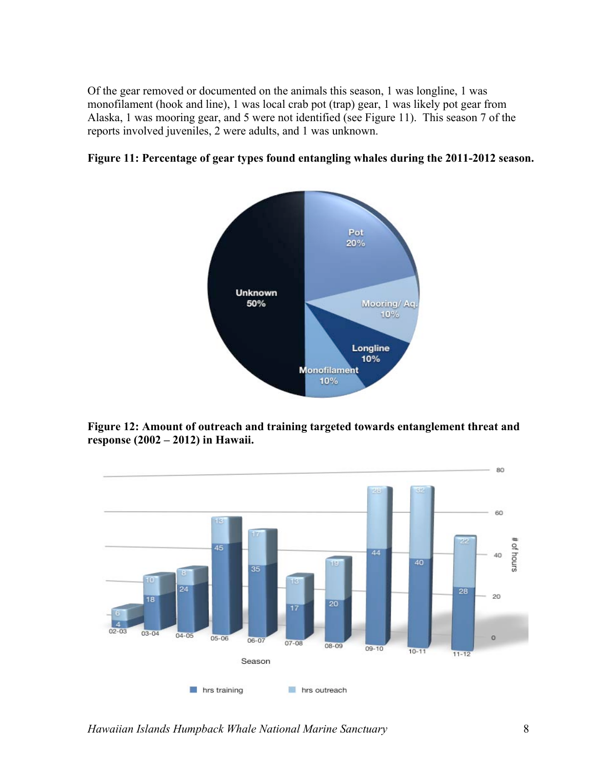Of the gear removed or documented on the animals this season, 1 was longline, 1 was monofilament (hook and line), 1 was local crab pot (trap) gear, 1 was likely pot gear from Alaska, 1 was mooring gear, and 5 were not identified (see Figure 11). This season 7 of the reports involved juveniles, 2 were adults, and 1 was unknown.

**Figure 11: Percentage of gear types found entangling whales during the 2011-2012 season.**

**Figure 12: Amount of outreach and training targeted towards entanglement threat and response (2002 – 2012) in Hawaii.**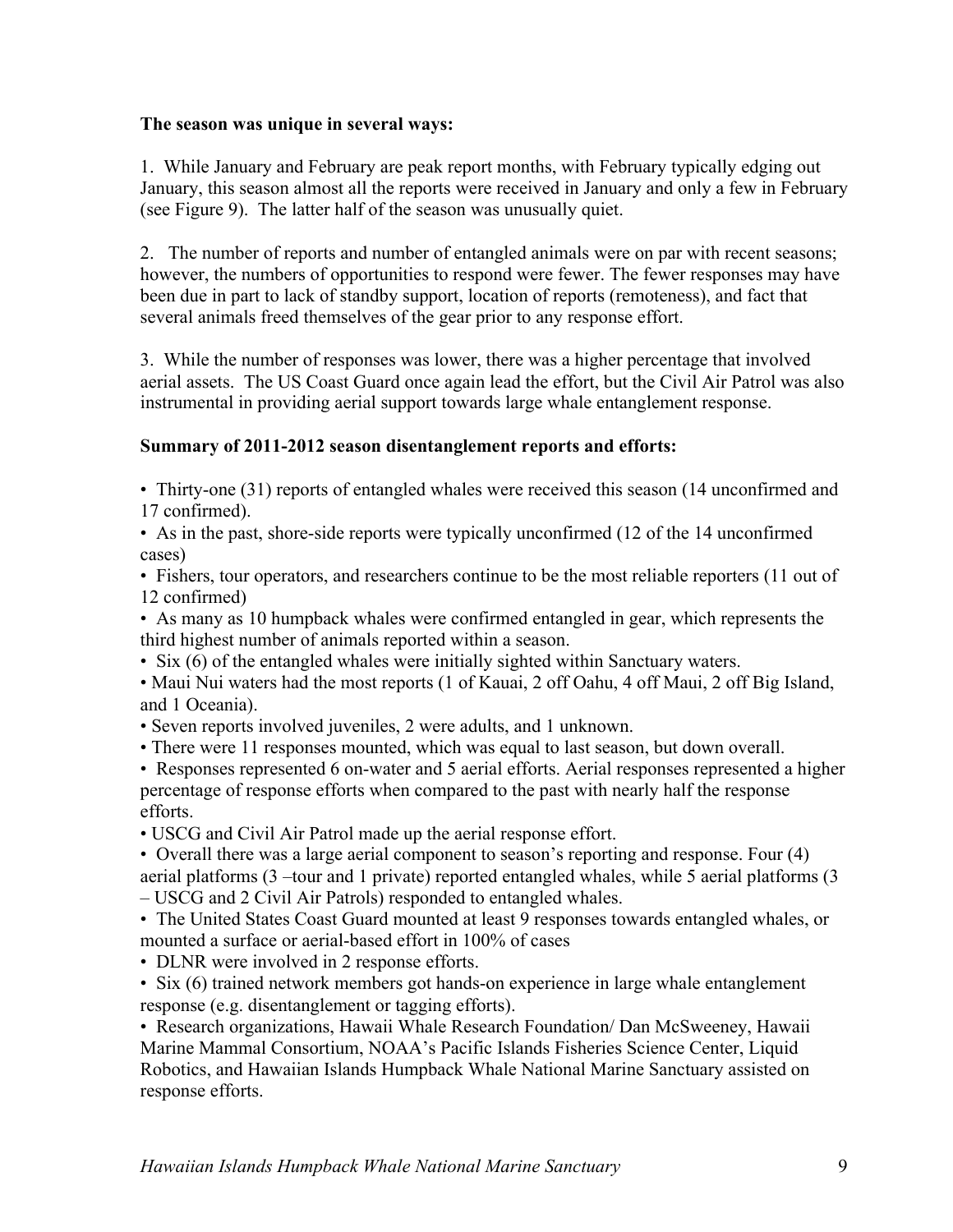**The season was unique in several ways:**

1. While January and February are peak report months, with February typically edging out January, this season almost all the reports were received in January and only a few in February (see Figure 9). The latter half of the season was unusually quiet.

2. The number of reports and number of entangled animals were on par with recent seasons; however, the numbers of opportunities to respond were fewer. The fewer responses may have been due in part to lack of standby support, location of reports (remoteness), and fact that several animals freed themselves of the gear prior to any response effort.

3. While the number of responses was lower, there was a higher percentage that involved aerial assets. The US Coast Guard once again lead the effort, but the Civil Air Patrol was also instrumental in providing aerial support towards large whale entanglement response.

**Summary of 2011-2012 season disentanglement reports and efforts:**

- Thirty-one (31) reports of entangled whales were received this season (14 unconfirmed and 17 confirmed).
- As in the past, shore-side reports were typically unconfirmed (12 of the 14 unconfirmed cases)
- Fishers, tour operators, and researchers continue to be the most reliable reporters (11 out of 12 confirmed)
- As many as 10 humpback whales were confirmed entangled in gear, which represents the third highest number of animals reported within a season.
- Six (6) of the entangled whales were initially sighted within Sanctuary waters.
- Maui Nui waters had the most reports (1 of Kauai, 2 off Oahu, 4 off Maui, 2 off Big Island, and 1 Oceania).
- Seven reports involved juveniles, 2 were adults, and 1 unknown.
- There were 11 responses mounted, which was equal to last season, but down overall.
- Responses represented 6 on-water and 5 aerial efforts. Aerial responses represented a higher percentage of response efforts when compared to the past with nearly half the response efforts.
- USCG and Civil Air Patrol made up the aerial response effort.
- Overall there was a large aerial component to season's reporting and response. Four (4) aerial platforms (3 –tour and 1 private) reported entangled whales, while 5 aerial platforms (3 – USCG and 2 Civil Air Patrols) responded to entangled whales.
- The United States Coast Guard mounted at least 9 responses towards entangled whales, or mounted a surface or aerial-based effort in 100% of cases
- DLNR were involved in 2 response efforts.
- Six (6) trained network members got hands-on experience in large whale entanglement response (e.g. disentanglement or tagging efforts).
- Research organizations, Hawaii Whale Research Foundation/ Dan McSweeney, Hawaii Marine Mammal Consortium, NOAA's Pacific Islands Fisheries Science Center, Liquid Robotics, and Hawaiian Islands Humpback Whale National Marine Sanctuary assisted on response efforts.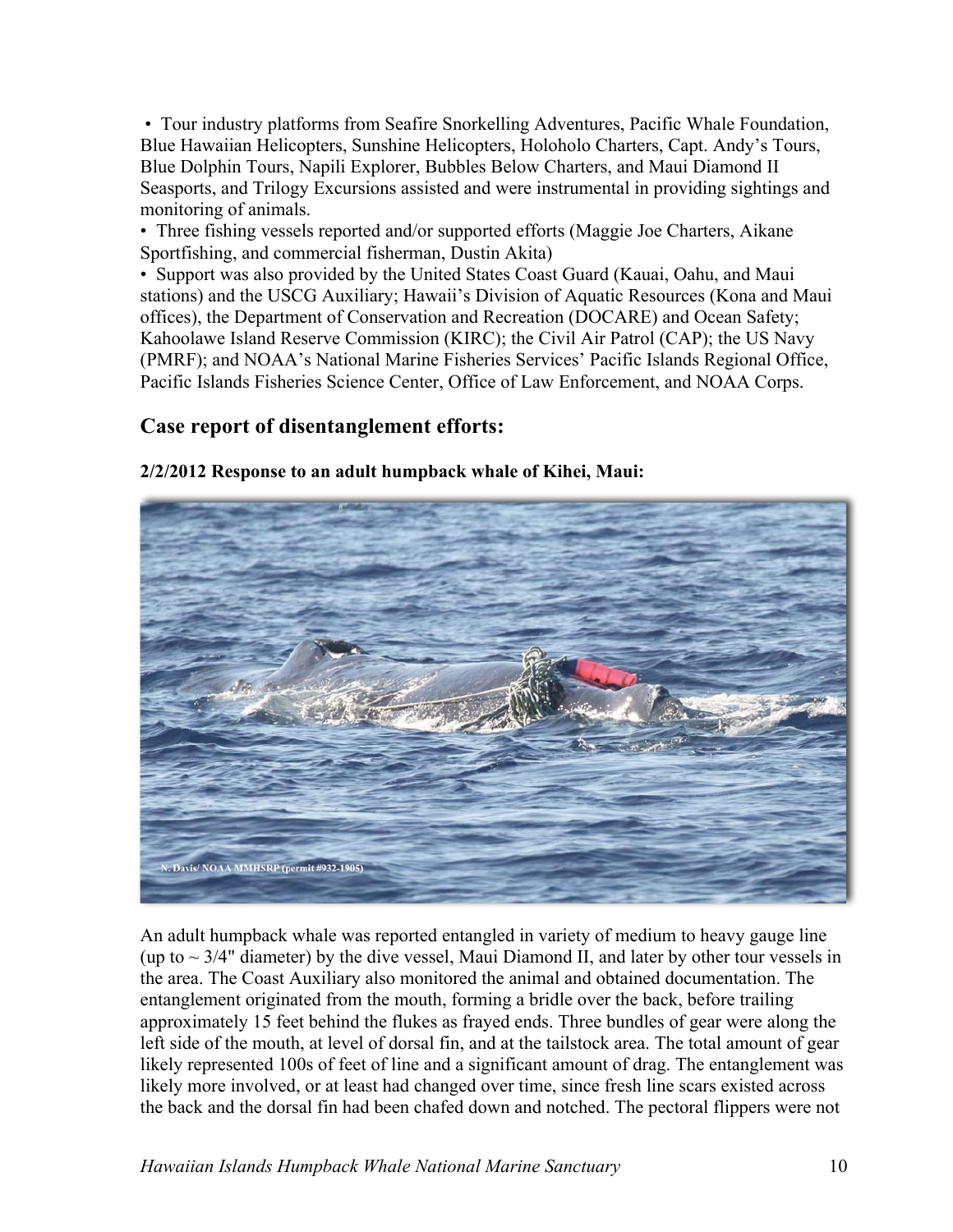- Tour industry platforms from Seafire Snorkelling Adventures, Pacific Whale Foundation, Blue Hawaiian Helicopters, Sunshine Helicopters, Holoholo Charters, Capt. Andy's Tours, Blue Dolphin Tours, Napili Explorer, Bubbles Below Charters, and Maui Diamond II Seasports, and Trilogy Excursions assisted and were instrumental in providing sightings and monitoring of animals.
- Three fishing vessels reported and/or supported efforts (Maggie Joe Charters, Aikane Sportfishing, and commercial fisherman, Dustin Akita)
- Support was also provided by the United States Coast Guard (Kauai, Oahu, and Maui stations) and the USCG Auxiliary; Hawaii's Division of Aquatic Resources (Kona and Maui offices), the Department of Conservation and Recreation (DOCARE) and Ocean Safety; Kahoolawe Island Reserve Commission (KIRC); the Civil Air Patrol (CAP); the US Navy (PMRF); and NOAA's National Marine Fisheries Services' Pacific Islands Regional Office, Pacific Islands Fisheries Science Center, Office of Law Enforcement, and NOAA Corps.

## Case report of disentanglement efforts:

**2/2/2012 Response to an adult humpback whale of Kihei, Maui:**

N. Davis/ NOAA MMHSRP (permit #932-1905)

An adult humpback whale was reported entangled in variety of medium to heavy gauge line (up to ~ 3/4" diameter) by the dive vessel, Maui Diamond II, and later by other tour vessels in the area. The Coast Auxiliary also monitored the animal and obtained documentation. The entanglement originated from the mouth, forming a bridle over the back, before trailing approximately 15 feet behind the flukes as frayed ends. Three bundles of gear were along the left side of the mouth, at level of dorsal fin, and at the tailstock area. The total amount of gear likely represented 100s of feet of line and a significant amount of drag. The entanglement was likely more involved, or at least had changed over time, since fresh line scars existed across the back and the dorsal fin had been chafed down and notched. The pectoral flippers were not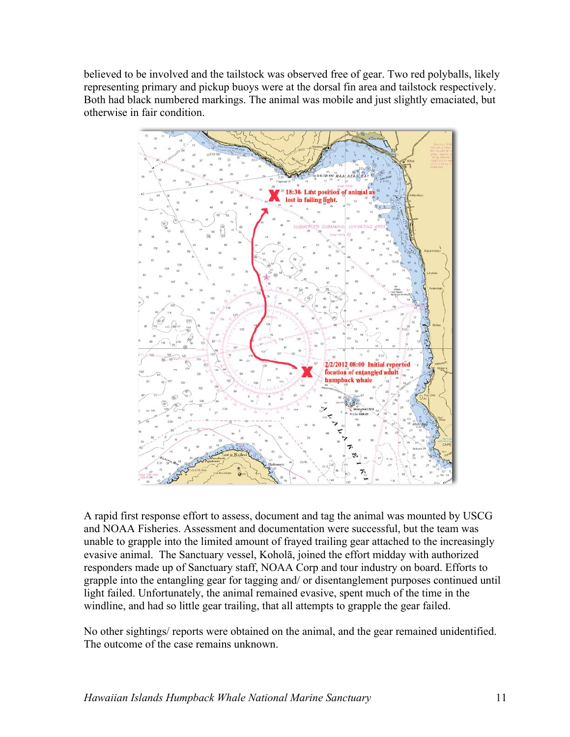believed to be involved and the tailstock was observed free of gear. Two red polyballs, likely representing primary and pickup buoys were at the dorsal fin area and tailstock respectively. Both had black numbered markings. The animal was mobile and just slightly emaciated, but otherwise in fair condition.

A rapid first response effort to assess, document and tag the animal was mounted by USCG and NOAA Fisheries. Assessment and documentation were successful, but the team was unable to grapple into the limited amount of frayed trailing gear attached to the increasingly evasive animal. The Sanctuary vessel, Koholā, joined the effort midday with authorized responders made up of Sanctuary staff, NOAA Corp and tour industry on board. Efforts to grapple into the entangling gear for tagging and/ or disentanglement purposes continued until light failed. Unfortunately, the animal remained evasive, spent much of the time in the windline, and had so little gear trailing, that all attempts to grapple the gear failed.

No other sightings/ reports were obtained on the animal, and the gear remained unidentified. The outcome of the case remains unknown.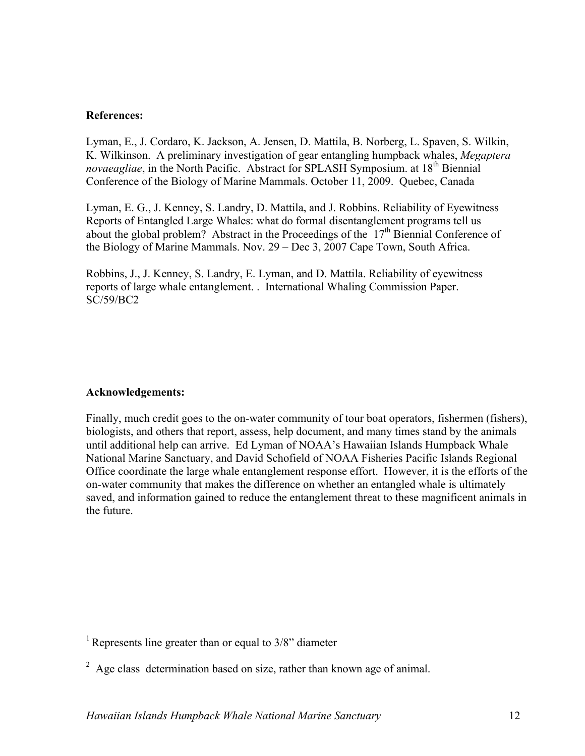**References:**

Lyman, E., J. Cordaro, K. Jackson, A. Jensen, D. Mattila, B. Norberg, L. Spaven, S. Wilkin, K. Wilkinson. A preliminary investigation of gear entangling humpback whales, *Megaptera novaeagliae*, in the North Pacific. Abstract for SPLASH Symposium. at 18th Biennial Conference of the Biology of Marine Mammals. October 11, 2009. Quebec, Canada

Lyman, E. G., J. Kenney, S. Landry, D. Mattila, and J. Robbins. Reliability of Eyewitness Reports of Entangled Large Whales: what do formal disentanglement programs tell us about the global problem? Abstract in the Proceedings of the 17th Biennial Conference of the Biology of Marine Mammals. Nov. 29 – Dec 3, 2007 Cape Town, South Africa.

Robbins, J., J. Kenney, S. Landry, E. Lyman, and D. Mattila. Reliability of eyewitness reports of large whale entanglement. . International Whaling Commission Paper. SC/59/BC2

**Acknowledgements:**

Finally, much credit goes to the on-water community of tour boat operators, fishermen (fishers), biologists, and others that report, assess, help document, and many times stand by the animals until additional help can arrive. Ed Lyman of NOAA's Hawaiian Islands Humpback Whale National Marine Sanctuary, and David Schofield of NOAA Fisheries Pacific Islands Regional Office coordinate the large whale entanglement response effort. However, it is the efforts of the on-water community that makes the difference on whether an entangled whale is ultimately saved, and information gained to reduce the entanglement threat to these magnificent animals in the future.

[1] Represents line greater than or equal to 3/8" diameter

[2] Age class determination based on size, rather than known age of animal.